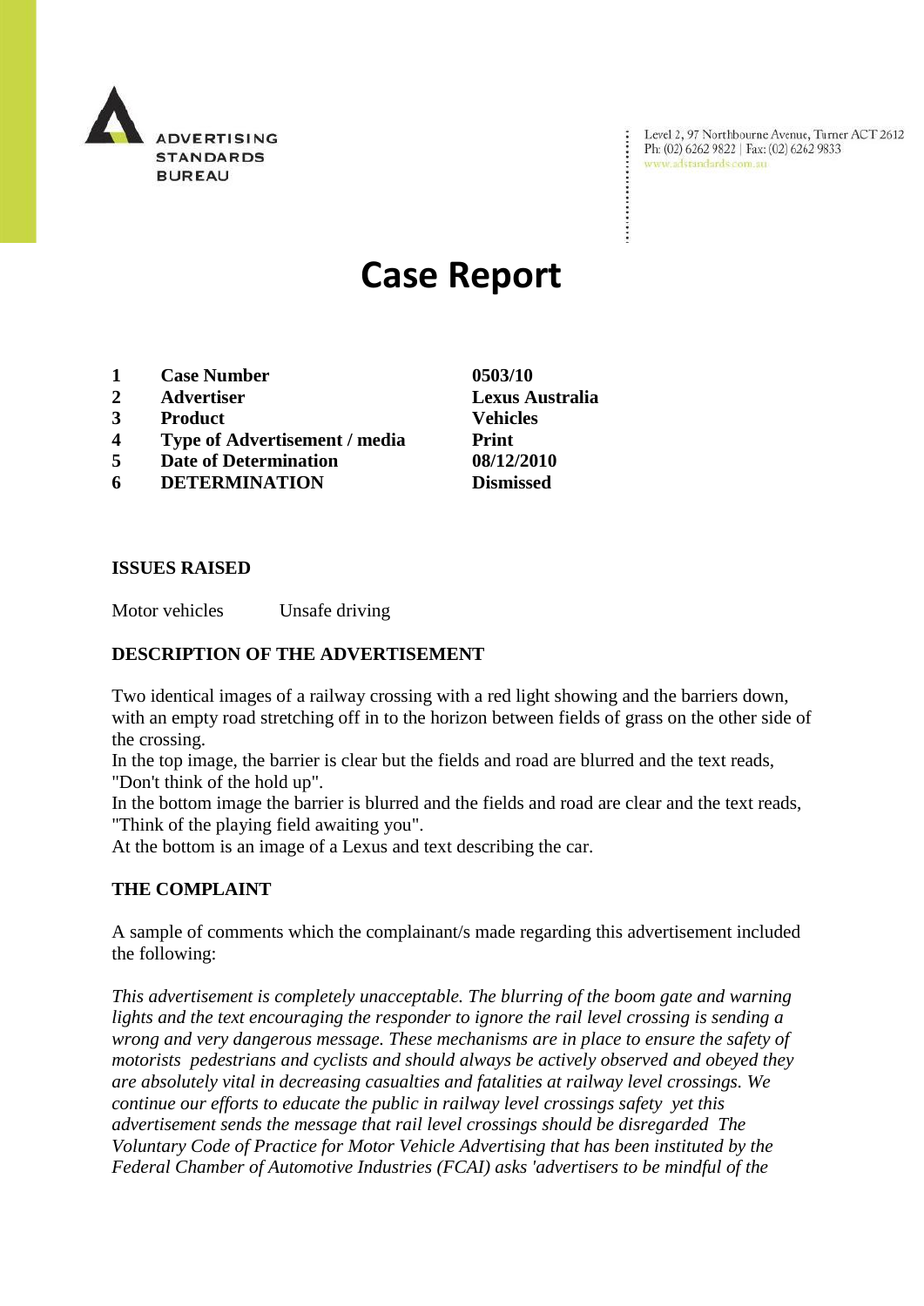ADVERTISING STANDARDS BUREAU

Level 2, 97 Northbourne Avenue, Turner ACT 2612
Ph: (02) 6262 9822 | Fax: (02) 6262 9833
www.adstandards.com.au

# Case Report

| | | |
|---|---|---|
| **1** | **Case Number** | **0503/10** |
| **2** | **Advertiser** | **Lexus Australia** |
| **3** | **Product** | **Vehicles** |
| **4** | **Type of Advertisement / media** | **Print** |
| **5** | **Date of Determination** | **08/12/2010** |
| **6** | **DETERMINATION** | **Dismissed** |

## ISSUES RAISED

Motor vehicles Unsafe driving

## DESCRIPTION OF THE ADVERTISEMENT

Two identical images of a railway crossing with a red light showing and the barriers down, with an empty road stretching off in to the horizon between fields of grass on the other side of the crossing.
In the top image, the barrier is clear but the fields and road are blurred and the text reads, "Don't think of the hold up".
In the bottom image the barrier is blurred and the fields and road are clear and the text reads, "Think of the playing field awaiting you".
At the bottom is an image of a Lexus and text describing the car.

## THE COMPLAINT

A sample of comments which the complainant/s made regarding this advertisement included the following:

*This advertisement is completely unacceptable. The blurring of the boom gate and warning lights and the text encouraging the responder to ignore the rail level crossing is sending a wrong and very dangerous message. These mechanisms are in place to ensure the safety of motorists pedestrians and cyclists and should always be actively observed and obeyed they are absolutely vital in decreasing casualties and fatalities at railway level crossings. We continue our efforts to educate the public in railway level crossings safety yet this advertisement sends the message that rail level crossings should be disregarded The Voluntary Code of Practice for Motor Vehicle Advertising that has been instituted by the Federal Chamber of Automotive Industries (FCAI) asks 'advertisers to be mindful of the*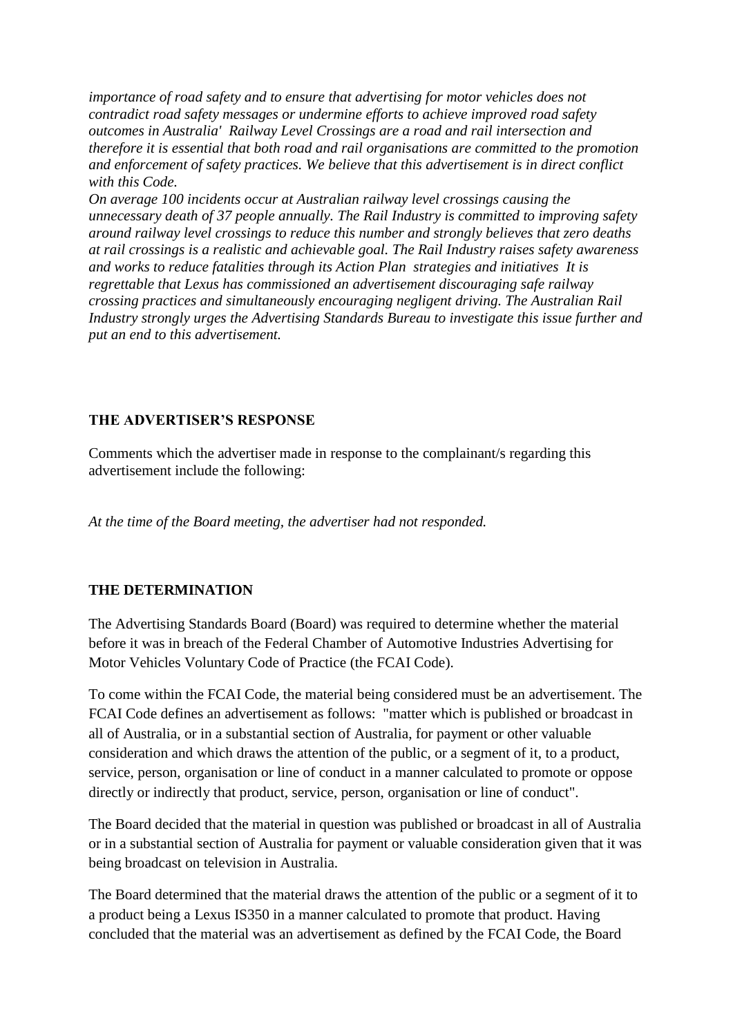*importance of road safety and to ensure that advertising for motor vehicles does not contradict road safety messages or undermine efforts to achieve improved road safety outcomes in Australia' Railway Level Crossings are a road and rail intersection and therefore it is essential that both road and rail organisations are committed to the promotion and enforcement of safety practices. We believe that this advertisement is in direct conflict with this Code.*

*On average 100 incidents occur at Australian railway level crossings causing the unnecessary death of 37 people annually. The Rail Industry is committed to improving safety around railway level crossings to reduce this number and strongly believes that zero deaths at rail crossings is a realistic and achievable goal. The Rail Industry raises safety awareness and works to reduce fatalities through its Action Plan strategies and initiatives It is regrettable that Lexus has commissioned an advertisement discouraging safe railway crossing practices and simultaneously encouraging negligent driving. The Australian Rail Industry strongly urges the Advertising Standards Bureau to investigate this issue further and put an end to this advertisement.*

**THE ADVERTISER'S RESPONSE**

Comments which the advertiser made in response to the complainant/s regarding this advertisement include the following:

*At the time of the Board meeting, the advertiser had not responded.*

**THE DETERMINATION**

The Advertising Standards Board (Board) was required to determine whether the material before it was in breach of the Federal Chamber of Automotive Industries Advertising for Motor Vehicles Voluntary Code of Practice (the FCAI Code).

To come within the FCAI Code, the material being considered must be an advertisement. The FCAI Code defines an advertisement as follows: "matter which is published or broadcast in all of Australia, or in a substantial section of Australia, for payment or other valuable consideration and which draws the attention of the public, or a segment of it, to a product, service, person, organisation or line of conduct in a manner calculated to promote or oppose directly or indirectly that product, service, person, organisation or line of conduct".

The Board decided that the material in question was published or broadcast in all of Australia or in a substantial section of Australia for payment or valuable consideration given that it was being broadcast on television in Australia.

The Board determined that the material draws the attention of the public or a segment of it to a product being a Lexus IS350 in a manner calculated to promote that product. Having concluded that the material was an advertisement as defined by the FCAI Code, the Board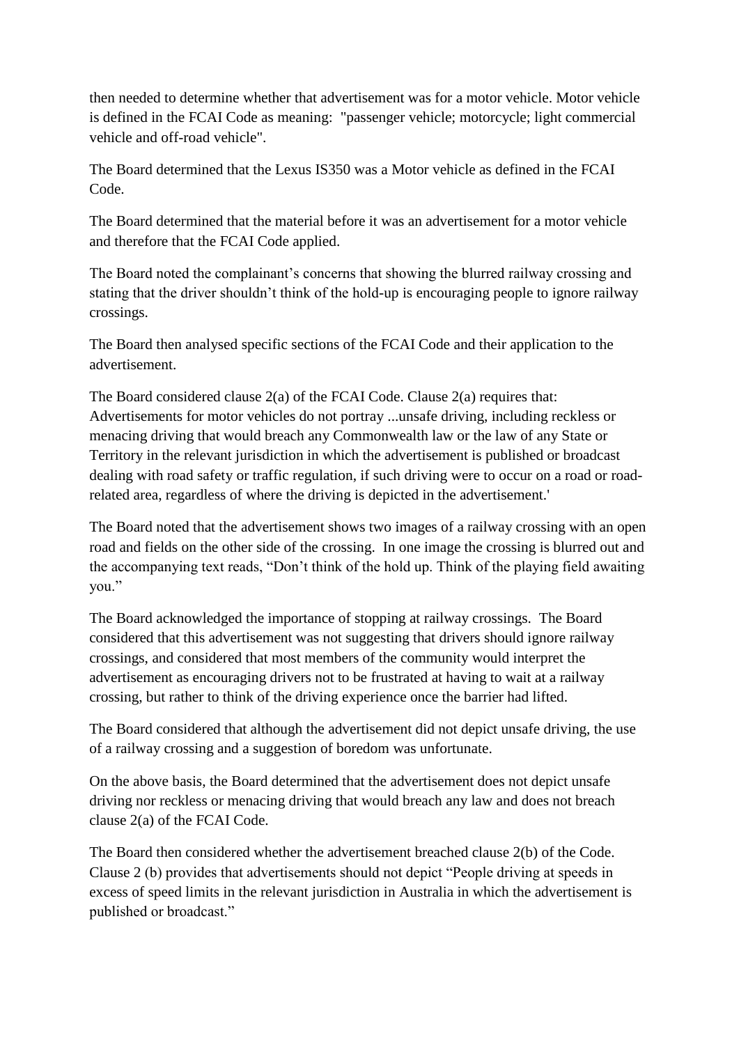then needed to determine whether that advertisement was for a motor vehicle. Motor vehicle is defined in the FCAI Code as meaning: "passenger vehicle; motorcycle; light commercial vehicle and off-road vehicle".

The Board determined that the Lexus IS350 was a Motor vehicle as defined in the FCAI Code.

The Board determined that the material before it was an advertisement for a motor vehicle and therefore that the FCAI Code applied.

The Board noted the complainant's concerns that showing the blurred railway crossing and stating that the driver shouldn't think of the hold-up is encouraging people to ignore railway crossings.

The Board then analysed specific sections of the FCAI Code and their application to the advertisement.

The Board considered clause 2(a) of the FCAI Code. Clause 2(a) requires that: Advertisements for motor vehicles do not portray ...unsafe driving, including reckless or menacing driving that would breach any Commonwealth law or the law of any State or Territory in the relevant jurisdiction in which the advertisement is published or broadcast dealing with road safety or traffic regulation, if such driving were to occur on a road or road-related area, regardless of where the driving is depicted in the advertisement.'

The Board noted that the advertisement shows two images of a railway crossing with an open road and fields on the other side of the crossing. In one image the crossing is blurred out and the accompanying text reads, "Don't think of the hold up. Think of the playing field awaiting you."

The Board acknowledged the importance of stopping at railway crossings. The Board considered that this advertisement was not suggesting that drivers should ignore railway crossings, and considered that most members of the community would interpret the advertisement as encouraging drivers not to be frustrated at having to wait at a railway crossing, but rather to think of the driving experience once the barrier had lifted.

The Board considered that although the advertisement did not depict unsafe driving, the use of a railway crossing and a suggestion of boredom was unfortunate.

On the above basis, the Board determined that the advertisement does not depict unsafe driving nor reckless or menacing driving that would breach any law and does not breach clause 2(a) of the FCAI Code.

The Board then considered whether the advertisement breached clause 2(b) of the Code. Clause 2 (b) provides that advertisements should not depict "People driving at speeds in excess of speed limits in the relevant jurisdiction in Australia in which the advertisement is published or broadcast."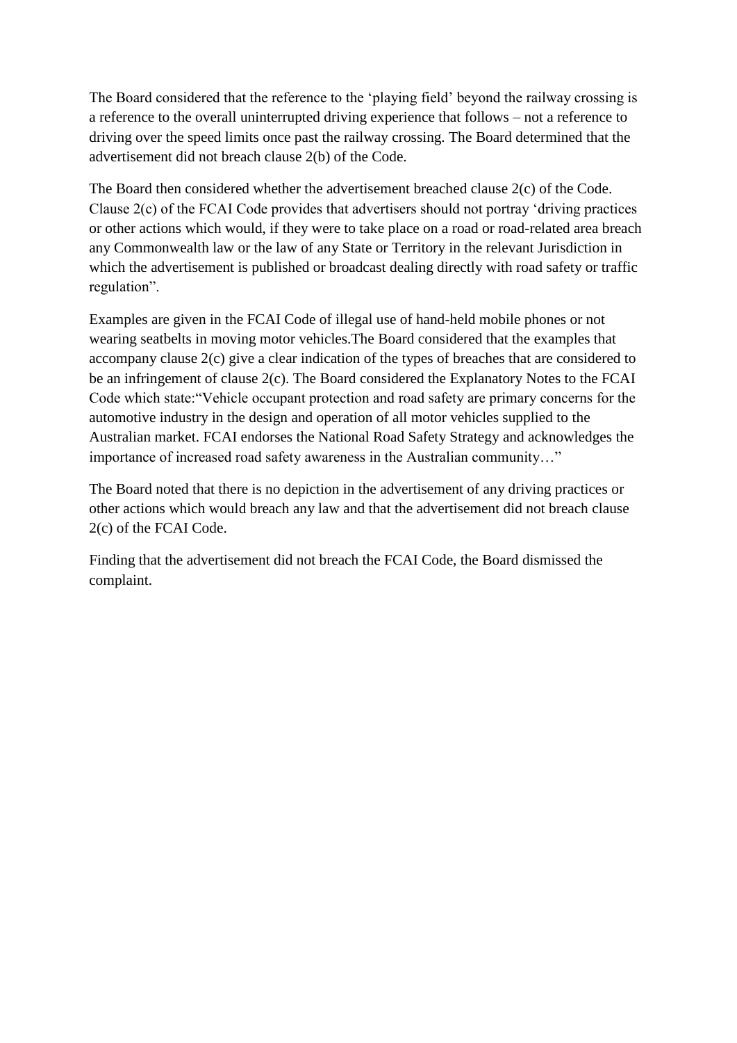The Board considered that the reference to the 'playing field' beyond the railway crossing is a reference to the overall uninterrupted driving experience that follows – not a reference to driving over the speed limits once past the railway crossing. The Board determined that the advertisement did not breach clause 2(b) of the Code.

The Board then considered whether the advertisement breached clause 2(c) of the Code. Clause 2(c) of the FCAI Code provides that advertisers should not portray 'driving practices or other actions which would, if they were to take place on a road or road-related area breach any Commonwealth law or the law of any State or Territory in the relevant Jurisdiction in which the advertisement is published or broadcast dealing directly with road safety or traffic regulation".

Examples are given in the FCAI Code of illegal use of hand-held mobile phones or not wearing seatbelts in moving motor vehicles.The Board considered that the examples that accompany clause 2(c) give a clear indication of the types of breaches that are considered to be an infringement of clause 2(c). The Board considered the Explanatory Notes to the FCAI Code which state:"Vehicle occupant protection and road safety are primary concerns for the automotive industry in the design and operation of all motor vehicles supplied to the Australian market. FCAI endorses the National Road Safety Strategy and acknowledges the importance of increased road safety awareness in the Australian community…"

The Board noted that there is no depiction in the advertisement of any driving practices or other actions which would breach any law and that the advertisement did not breach clause 2(c) of the FCAI Code.

Finding that the advertisement did not breach the FCAI Code, the Board dismissed the complaint.